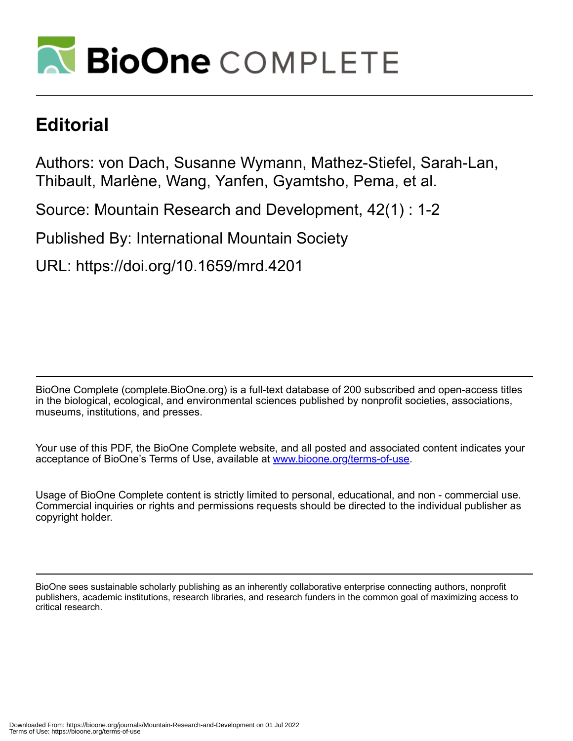# Editorial

Authors: von Dach, Susanne Wymann, Mathez-Stiefel, Sarah-Lan, Thibault, Marlène, Wang, Yanfen, Gyamtsho, Pema, et al.

Source: Mountain Research and Development, 42(1) : 1-2

Published By: International Mountain Society

URL: https://doi.org/10.1659/mrd.4201

BioOne Complete (complete.BioOne.org) is a full-text database of 200 subscribed and open-access titles in the biological, ecological, and environmental sciences published by nonprofit societies, associations, museums, institutions, and presses.

Your use of this PDF, the BioOne Complete website, and all posted and associated content indicates your acceptance of BioOne's Terms of Use, available at www.bioone.org/terms-of-use.

Usage of BioOne Complete content is strictly limited to personal, educational, and non - commercial use. Commercial inquiries or rights and permissions requests should be directed to the individual publisher as copyright holder.

BioOne sees sustainable scholarly publishing as an inherently collaborative enterprise connecting authors, nonprofit publishers, academic institutions, research libraries, and research funders in the common goal of maximizing access to critical research.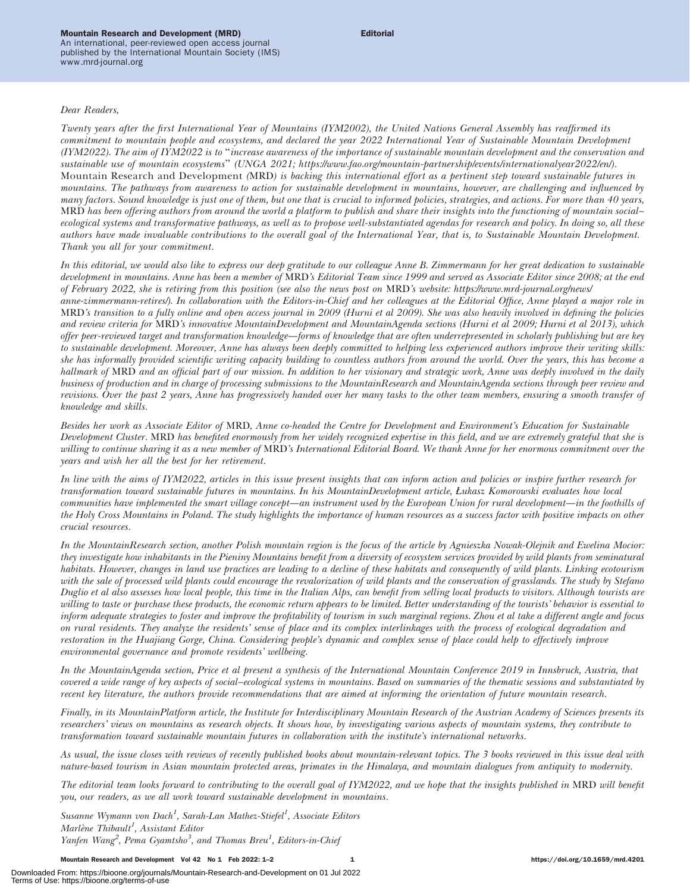Dear Readers,

*Twenty years after the first International Year of Mountains (IYM2002), the United Nations General Assembly has reaffirmed its commitment to mountain people and ecosystems, and declared the year 2022 International Year of Sustainable Mountain Development (IYM2022). The aim of IYM2022 is to "increase awareness of the importance of sustainable mountain development and the conservation and sustainable use of mountain ecosystems" (UNGA 2021; https://www.fao.org/mountain-partnership/events/internationalyear2022/en/).* Mountain Research and Development *(*MRD*) is backing this international effort as a pertinent step toward sustainable futures in mountains. The pathways from awareness to action for sustainable development in mountains, however, are challenging and influenced by many factors. Sound knowledge is just one of them, but one that is crucial to informed policies, strategies, and actions. For more than 40 years,* MRD *has been offering authors from around the world a platform to publish and share their insights into the functioning of mountain social–ecological systems and transformative pathways, as well as to propose well-substantiated agendas for research and policy. In doing so, all these authors have made invaluable contributions to the overall goal of the International Year, that is, to Sustainable Mountain Development. Thank you all for your commitment.*

*In this editorial, we would also like to express our deep gratitude to our colleague Anne B. Zimmermann for her great dedication to sustainable development in mountains. Anne has been a member of* MRD*'s Editorial Team since 1999 and served as Associate Editor since 2008; at the end of February 2022, she is retiring from this position (see also the news post on* MRD*'s website: https://www.mrd-journal.org/news/anne-zimmermann-retires/). In collaboration with the Editors-in-Chief and her colleagues at the Editorial Office, Anne played a major role in* MRD*'s transition to a fully online and open access journal in 2009 (Hurni et al 2009). She was also heavily involved in defining the policies and review criteria for* MRD*'s innovative MountainDevelopment and MountainAgenda sections (Hurni et al 2009; Hurni et al 2013), which offer peer-reviewed target and transformation knowledge—forms of knowledge that are often underrepresented in scholarly publishing but are key to sustainable development. Moreover, Anne has always been deeply committed to helping less experienced authors improve their writing skills: she has informally provided scientific writing capacity building to countless authors from around the world. Over the years, this has become a hallmark of* MRD *and an official part of our mission. In addition to her visionary and strategic work, Anne was deeply involved in the daily business of production and in charge of processing submissions to the MountainResearch and MountainAgenda sections through peer review and revisions. Over the past 2 years, Anne has progressively handed over her many tasks to the other team members, ensuring a smooth transfer of knowledge and skills.*

*Besides her work as Associate Editor of* MRD*, Anne co-headed the Centre for Development and Environment's Education for Sustainable Development Cluster.* MRD *has benefited enormously from her widely recognized expertise in this field, and we are extremely grateful that she is willing to continue sharing it as a new member of* MRD*'s International Editorial Board. We thank Anne for her enormous commitment over the years and wish her all the best for her retirement.*

*In line with the aims of IYM2022, articles in this issue present insights that can inform action and policies or inspire further research for transformation toward sustainable futures in mountains. In his MountainDevelopment article, Łukasz Komorowski evaluates how local communities have implemented the smart village concept—an instrument used by the European Union for rural development—in the foothills of the Holy Cross Mountains in Poland. The study highlights the importance of human resources as a success factor with positive impacts on other crucial resources.*

*In the MountainResearch section, another Polish mountain region is the focus of the article by Agnieszka Nowak-Olejnik and Ewelina Mocior: they investigate how inhabitants in the Pieniny Mountains benefit from a diversity of ecosystem services provided by wild plants from seminatural habitats. However, changes in land use practices are leading to a decline of these habitats and consequently of wild plants. Linking ecotourism with the sale of processed wild plants could encourage the revalorization of wild plants and the conservation of grasslands. The study by Stefano Duglio et al also assesses how local people, this time in the Italian Alps, can benefit from selling local products to visitors. Although tourists are willing to taste or purchase these products, the economic return appears to be limited. Better understanding of the tourists' behavior is essential to inform adequate strategies to foster and improve the profitability of tourism in such marginal regions. Zhou et al take a different angle and focus on rural residents. They analyze the residents' sense of place and its complex interlinkages with the process of ecological degradation and restoration in the Huajiang Gorge, China. Considering people's dynamic and complex sense of place could help to effectively improve environmental governance and promote residents' wellbeing.*

*In the MountainAgenda section, Price et al present a synthesis of the International Mountain Conference 2019 in Innsbruck, Austria, that covered a wide range of key aspects of social–ecological systems in mountains. Based on summaries of the thematic sessions and substantiated by recent key literature, the authors provide recommendations that are aimed at informing the orientation of future mountain research.*

*Finally, in its MountainPlatform article, the Institute for Interdisciplinary Mountain Research of the Austrian Academy of Sciences presents its researchers' views on mountains as research objects. It shows how, by investigating various aspects of mountain systems, they contribute to transformation toward sustainable mountain futures in collaboration with the institute's international networks.*

*As usual, the issue closes with reviews of recently published books about mountain-relevant topics. The 3 books reviewed in this issue deal with nature-based tourism in Asian mountain protected areas, primates in the Himalaya, and mountain dialogues from antiquity to modernity.*

*The editorial team looks forward to contributing to the overall goal of IYM2022, and we hope that the insights published in* MRD *will benefit you, our readers, as we all work toward sustainable development in mountains.*

*Susanne Wymann von Dach[1], Sarah-Lan Mathez-Stiefel[1], Associate Editors*
*Marlène Thibault[1], Assistant Editor*
*Yanfen Wang[2], Pema Gyamtsho[3], and Thomas Breu[1], Editors-in-Chief*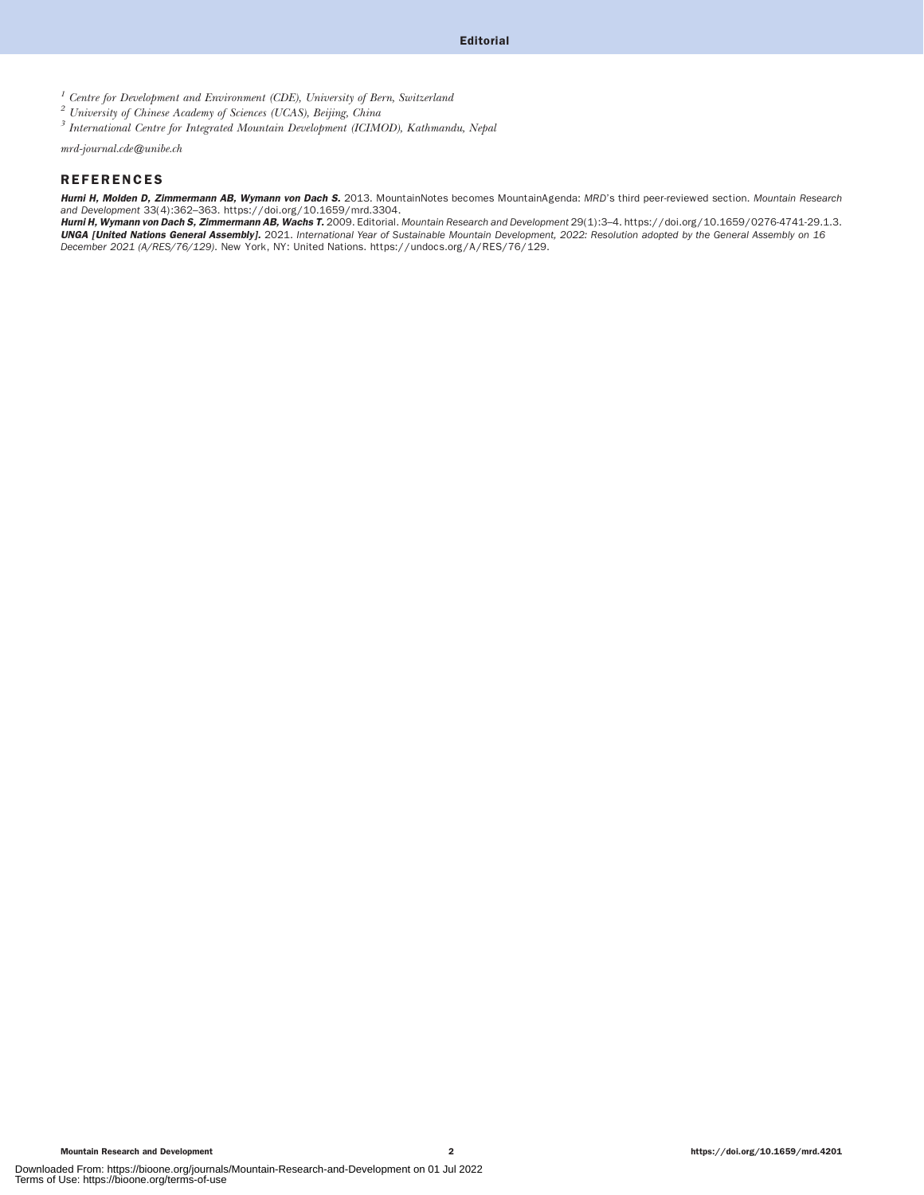[1] Centre for Development and Environment (CDE), University of Bern, Switzerland

[2] University of Chinese Academy of Sciences (UCAS), Beijing, China

[3] International Centre for Integrated Mountain Development (ICIMOD), Kathmandu, Nepal

*mrd-journal.cde@unibe.ch*

## REFERENCES

***Hurni H, Molden D, Zimmermann AB, Wymann von Dach S.*** 2013. MountainNotes becomes MountainAgenda: *MRD*'s third peer-reviewed section. *Mountain Research and Development* 33(4):362–363. https://doi.org/10.1659/mrd.3304.

***Hurni H, Wymann von Dach S, Zimmermann AB, Wachs T.*** 2009. Editorial. *Mountain Research and Development* 29(1):3–4. https://doi.org/10.1659/0276-4741-29.1.3.

***UNGA [United Nations General Assembly].*** 2021. *International Year of Sustainable Mountain Development, 2022: Resolution adopted by the General Assembly on 16 December 2021 (A/RES/76/129).* New York, NY: United Nations. https://undocs.org/A/RES/76/129.